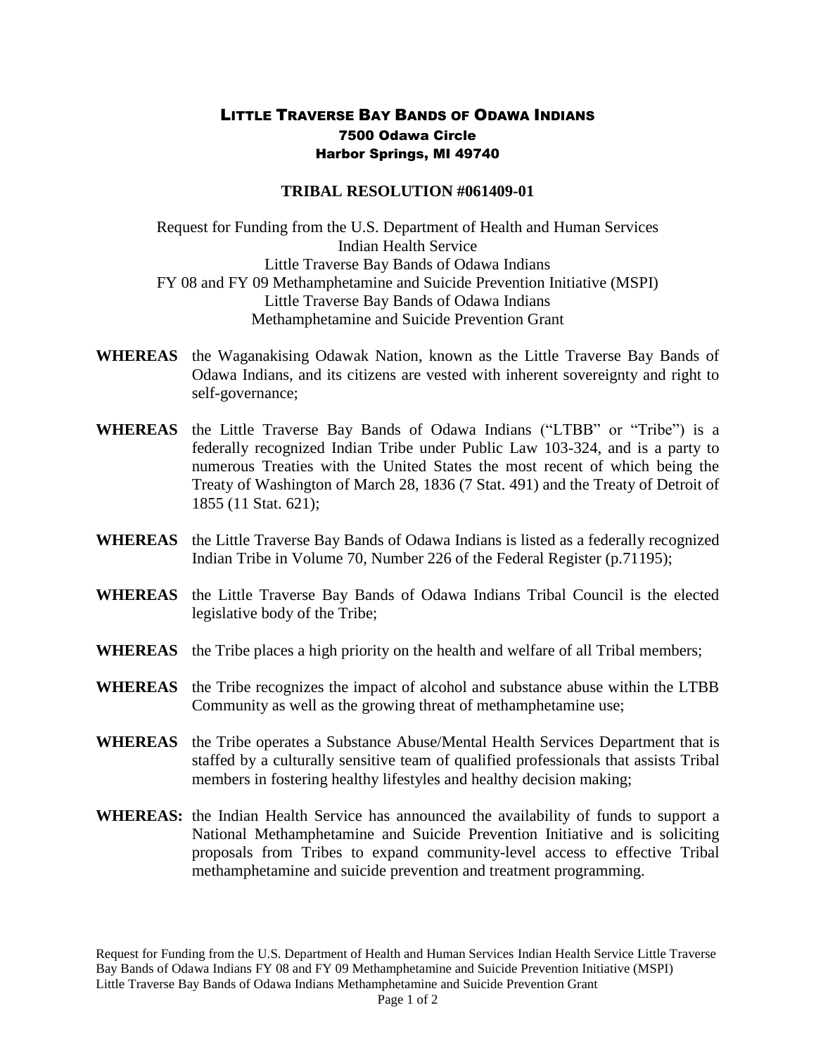# LITTLE TRAVERSE BAY BANDS OF ODAWA INDIANS
**7500 Odawa Circle**
**Harbor Springs, MI 49740**

## TRIBAL RESOLUTION #061409-01

Request for Funding from the U.S. Department of Health and Human Services
Indian Health Service
Little Traverse Bay Bands of Odawa Indians
FY 08 and FY 09 Methamphetamine and Suicide Prevention Initiative (MSPI)
Little Traverse Bay Bands of Odawa Indians
Methamphetamine and Suicide Prevention Grant

**WHEREAS** the Waganakising Odawak Nation, known as the Little Traverse Bay Bands of Odawa Indians, and its citizens are vested with inherent sovereignty and right to self-governance;

**WHEREAS** the Little Traverse Bay Bands of Odawa Indians ("LTBB" or "Tribe") is a federally recognized Indian Tribe under Public Law 103-324, and is a party to numerous Treaties with the United States the most recent of which being the Treaty of Washington of March 28, 1836 (7 Stat. 491) and the Treaty of Detroit of 1855 (11 Stat. 621);

**WHEREAS** the Little Traverse Bay Bands of Odawa Indians is listed as a federally recognized Indian Tribe in Volume 70, Number 226 of the Federal Register (p.71195);

**WHEREAS** the Little Traverse Bay Bands of Odawa Indians Tribal Council is the elected legislative body of the Tribe;

**WHEREAS** the Tribe places a high priority on the health and welfare of all Tribal members;

**WHEREAS** the Tribe recognizes the impact of alcohol and substance abuse within the LTBB Community as well as the growing threat of methamphetamine use;

**WHEREAS** the Tribe operates a Substance Abuse/Mental Health Services Department that is staffed by a culturally sensitive team of qualified professionals that assists Tribal members in fostering healthy lifestyles and healthy decision making;

**WHEREAS:** the Indian Health Service has announced the availability of funds to support a National Methamphetamine and Suicide Prevention Initiative and is soliciting proposals from Tribes to expand community-level access to effective Tribal methamphetamine and suicide prevention and treatment programming.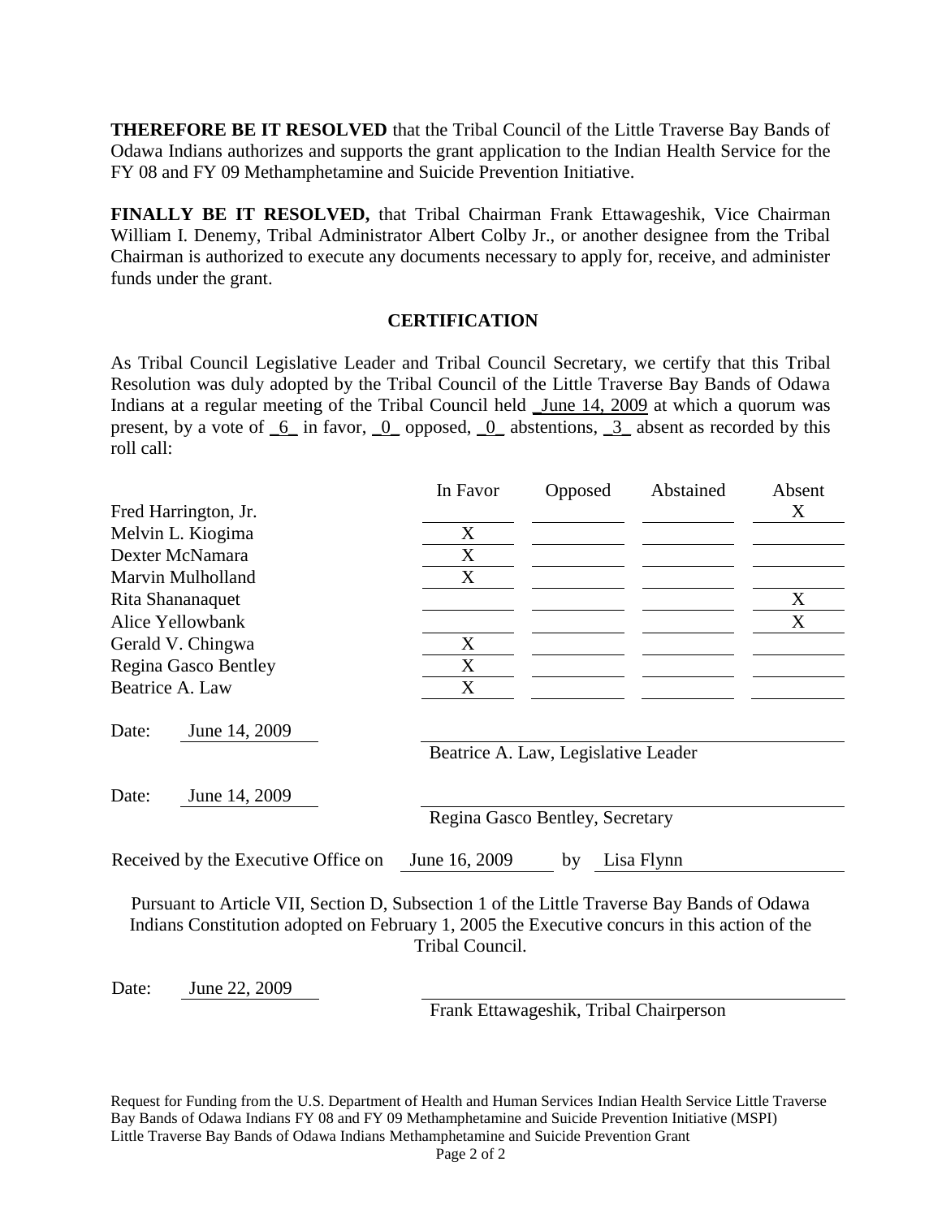**THEREFORE BE IT RESOLVED** that the Tribal Council of the Little Traverse Bay Bands of Odawa Indians authorizes and supports the grant application to the Indian Health Service for the FY 08 and FY 09 Methamphetamine and Suicide Prevention Initiative.

**FINALLY BE IT RESOLVED,** that Tribal Chairman Frank Ettawageshik, Vice Chairman William I. Denemy, Tribal Administrator Albert Colby Jr., or another designee from the Tribal Chairman is authorized to execute any documents necessary to apply for, receive, and administer funds under the grant.

## CERTIFICATION

As Tribal Council Legislative Leader and Tribal Council Secretary, we certify that this Tribal Resolution was duly adopted by the Tribal Council of the Little Traverse Bay Bands of Odawa Indians at a regular meeting of the Tribal Council held _June 14, 2009 at which a quorum was present, by a vote of _6_ in favor, _0_ opposed, _0_ abstentions, _3_ absent as recorded by this roll call:

| | In Favor | Opposed | Abstained | Absent |
|---|---|---|---|---|
| Fred Harrington, Jr. | | | | X |
| Melvin L. Kiogima | X | | | |
| Dexter McNamara | X | | | |
| Marvin Mulholland | X | | | |
| Rita Shananaquet | | | | X |
| Alice Yellowbank | | | | X |
| Gerald V. Chingwa | X | | | |
| Regina Gasco Bentley | X | | | |
| Beatrice A. Law | X | | | |

Date: June 14, 2009

Beatrice A. Law, Legislative Leader

Date: June 14, 2009

Regina Gasco Bentley, Secretary

Received by the Executive Office on June 16, 2009 by Lisa Flynn

Pursuant to Article VII, Section D, Subsection 1 of the Little Traverse Bay Bands of Odawa Indians Constitution adopted on February 1, 2005 the Executive concurs in this action of the Tribal Council.

Date: June 22, 2009

Frank Ettawageshik, Tribal Chairperson

Request for Funding from the U.S. Department of Health and Human Services Indian Health Service Little Traverse Bay Bands of Odawa Indians FY 08 and FY 09 Methamphetamine and Suicide Prevention Initiative (MSPI)
Little Traverse Bay Bands of Odawa Indians Methamphetamine and Suicide Prevention Grant